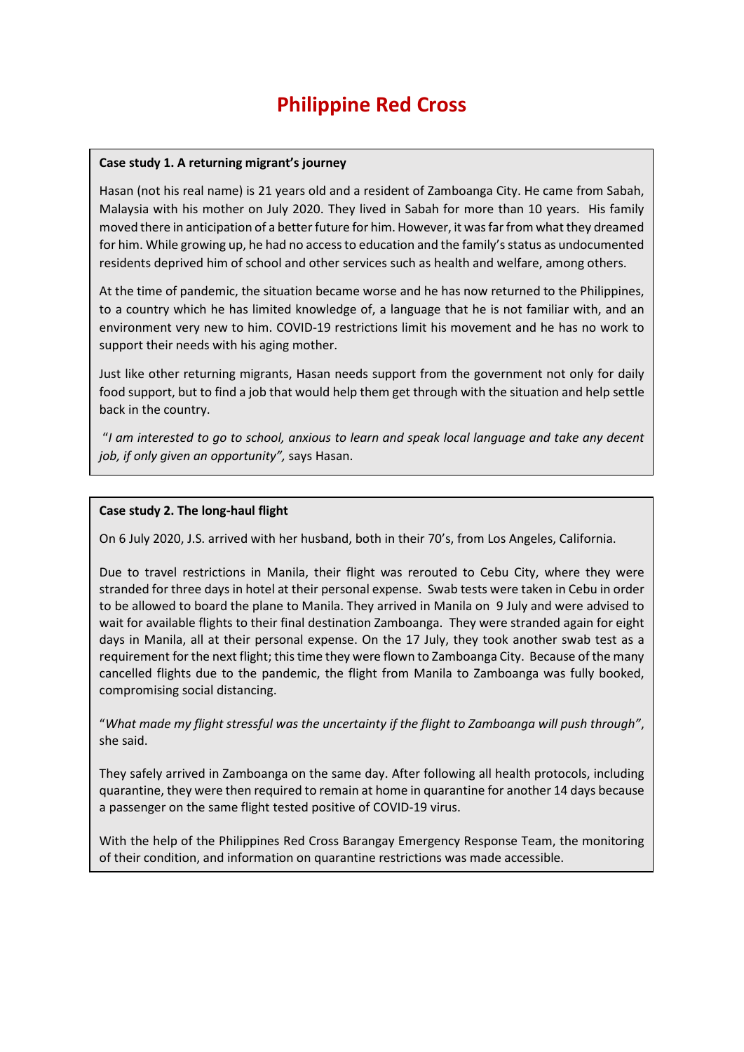# Philippine Red Cross

**Case study 1. A returning migrant's journey**

Hasan (not his real name) is 21 years old and a resident of Zamboanga City. He came from Sabah, Malaysia with his mother on July 2020. They lived in Sabah for more than 10 years. His family moved there in anticipation of a better future for him. However, it was far from what they dreamed for him. While growing up, he had no access to education and the family's status as undocumented residents deprived him of school and other services such as health and welfare, among others.

At the time of pandemic, the situation became worse and he has now returned to the Philippines, to a country which he has limited knowledge of, a language that he is not familiar with, and an environment very new to him. COVID-19 restrictions limit his movement and he has no work to support their needs with his aging mother.

Just like other returning migrants, Hasan needs support from the government not only for daily food support, but to find a job that would help them get through with the situation and help settle back in the country.

"*I am interested to go to school, anxious to learn and speak local language and take any decent job, if only given an opportunity",* says Hasan.

**Case study 2. The long-haul flight**

On 6 July 2020, J.S. arrived with her husband, both in their 70's, from Los Angeles, California.

Due to travel restrictions in Manila, their flight was rerouted to Cebu City, where they were stranded for three days in hotel at their personal expense. Swab tests were taken in Cebu in order to be allowed to board the plane to Manila. They arrived in Manila on 9 July and were advised to wait for available flights to their final destination Zamboanga. They were stranded again for eight days in Manila, all at their personal expense. On the 17 July, they took another swab test as a requirement for the next flight; this time they were flown to Zamboanga City. Because of the many cancelled flights due to the pandemic, the flight from Manila to Zamboanga was fully booked, compromising social distancing.

"*What made my flight stressful was the uncertainty if the flight to Zamboanga will push through"*, she said.

They safely arrived in Zamboanga on the same day. After following all health protocols, including quarantine, they were then required to remain at home in quarantine for another 14 days because a passenger on the same flight tested positive of COVID-19 virus.

With the help of the Philippines Red Cross Barangay Emergency Response Team, the monitoring of their condition, and information on quarantine restrictions was made accessible.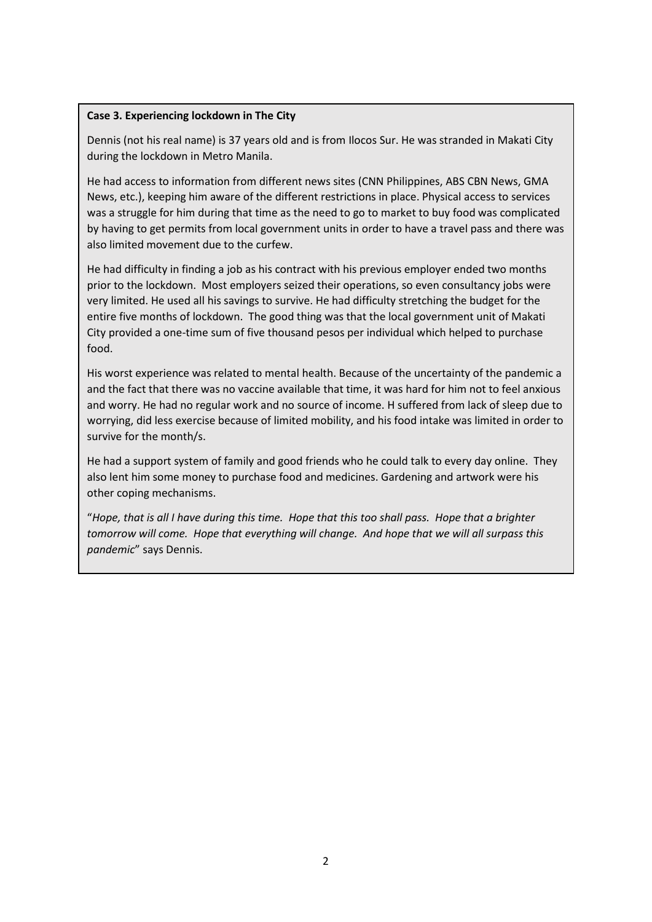**Case 3. Experiencing lockdown in The City**

Dennis (not his real name) is 37 years old and is from Ilocos Sur. He was stranded in Makati City during the lockdown in Metro Manila.

He had access to information from different news sites (CNN Philippines, ABS CBN News, GMA News, etc.), keeping him aware of the different restrictions in place. Physical access to services was a struggle for him during that time as the need to go to market to buy food was complicated by having to get permits from local government units in order to have a travel pass and there was also limited movement due to the curfew.

He had difficulty in finding a job as his contract with his previous employer ended two months prior to the lockdown. Most employers seized their operations, so even consultancy jobs were very limited. He used all his savings to survive. He had difficulty stretching the budget for the entire five months of lockdown. The good thing was that the local government unit of Makati City provided a one-time sum of five thousand pesos per individual which helped to purchase food.

His worst experience was related to mental health. Because of the uncertainty of the pandemic a and the fact that there was no vaccine available that time, it was hard for him not to feel anxious and worry. He had no regular work and no source of income. H suffered from lack of sleep due to worrying, did less exercise because of limited mobility, and his food intake was limited in order to survive for the month/s.

He had a support system of family and good friends who he could talk to every day online. They also lent him some money to purchase food and medicines. Gardening and artwork were his other coping mechanisms.

"*Hope, that is all I have during this time. Hope that this too shall pass. Hope that a brighter tomorrow will come. Hope that everything will change. And hope that we will all surpass this pandemic*" says Dennis.